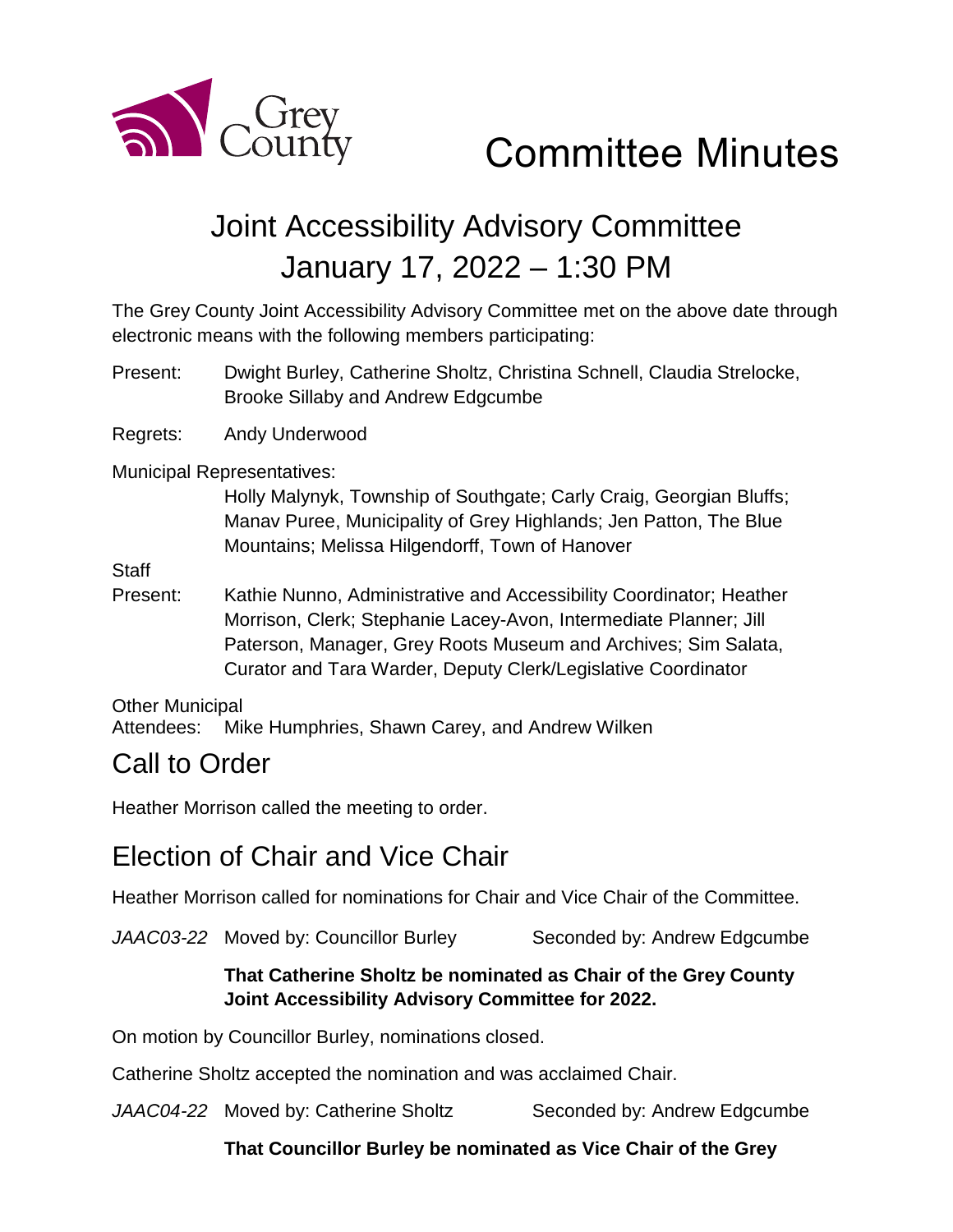# Committee Minutes

## Joint Accessibility Advisory Committee
## January 17, 2022 – 1:30 PM

The Grey County Joint Accessibility Advisory Committee met on the above date through electronic means with the following members participating:

Present: Dwight Burley, Catherine Sholtz, Christina Schnell, Claudia Strelocke, Brooke Sillaby and Andrew Edgcumbe

Regrets: Andy Underwood

Municipal Representatives:
Holly Malynyk, Township of Southgate; Carly Craig, Georgian Bluffs; Manav Puree, Municipality of Grey Highlands; Jen Patton, The Blue Mountains; Melissa Hilgendorff, Town of Hanover

Staff Present: Kathie Nunno, Administrative and Accessibility Coordinator; Heather Morrison, Clerk; Stephanie Lacey-Avon, Intermediate Planner; Jill Paterson, Manager, Grey Roots Museum and Archives; Sim Salata, Curator and Tara Warder, Deputy Clerk/Legislative Coordinator

Other Municipal Attendees: Mike Humphries, Shawn Carey, and Andrew Wilken

## Call to Order

Heather Morrison called the meeting to order.

## Election of Chair and Vice Chair

Heather Morrison called for nominations for Chair and Vice Chair of the Committee.

*JAAC03-22* Moved by: Councillor Burley Seconded by: Andrew Edgcumbe

**That Catherine Sholtz be nominated as Chair of the Grey County Joint Accessibility Advisory Committee for 2022.**

On motion by Councillor Burley, nominations closed.

Catherine Sholtz accepted the nomination and was acclaimed Chair.

*JAAC04-22* Moved by: Catherine Sholtz Seconded by: Andrew Edgcumbe

**That Councillor Burley be nominated as Vice Chair of the Grey**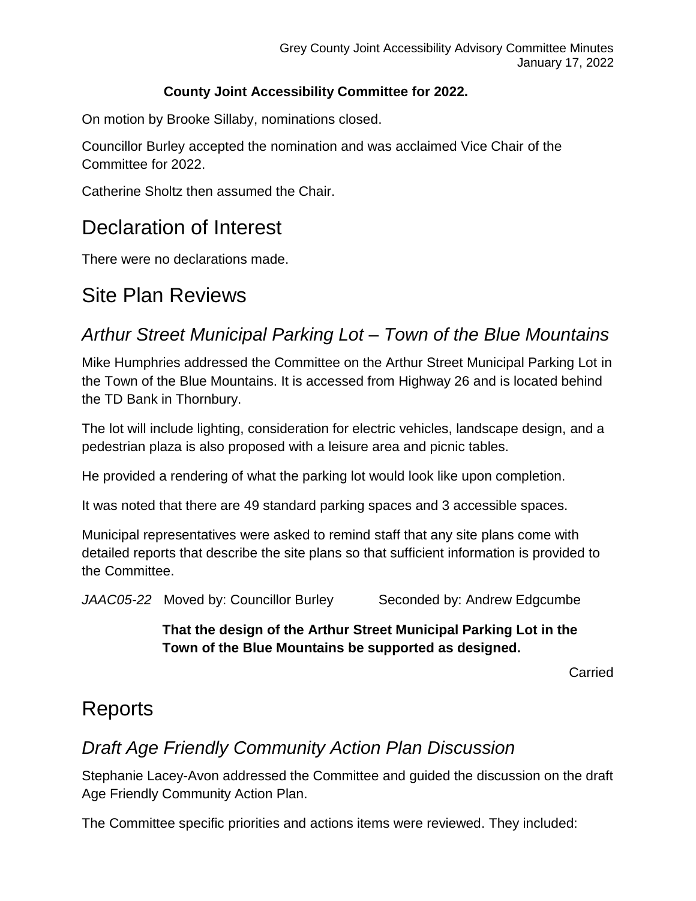**County Joint Accessibility Committee for 2022.**

On motion by Brooke Sillaby, nominations closed.

Councillor Burley accepted the nomination and was acclaimed Vice Chair of the Committee for 2022.

Catherine Sholtz then assumed the Chair.

# Declaration of Interest

There were no declarations made.

# Site Plan Reviews

## *Arthur Street Municipal Parking Lot – Town of the Blue Mountains*

Mike Humphries addressed the Committee on the Arthur Street Municipal Parking Lot in the Town of the Blue Mountains. It is accessed from Highway 26 and is located behind the TD Bank in Thornbury.

The lot will include lighting, consideration for electric vehicles, landscape design, and a pedestrian plaza is also proposed with a leisure area and picnic tables.

He provided a rendering of what the parking lot would look like upon completion.

It was noted that there are 49 standard parking spaces and 3 accessible spaces.

Municipal representatives were asked to remind staff that any site plans come with detailed reports that describe the site plans so that sufficient information is provided to the Committee.

*JAAC05-22* Moved by: Councillor Burley Seconded by: Andrew Edgcumbe

**That the design of the Arthur Street Municipal Parking Lot in the Town of the Blue Mountains be supported as designed.**

Carried

# Reports

## *Draft Age Friendly Community Action Plan Discussion*

Stephanie Lacey-Avon addressed the Committee and guided the discussion on the draft Age Friendly Community Action Plan.

The Committee specific priorities and actions items were reviewed. They included: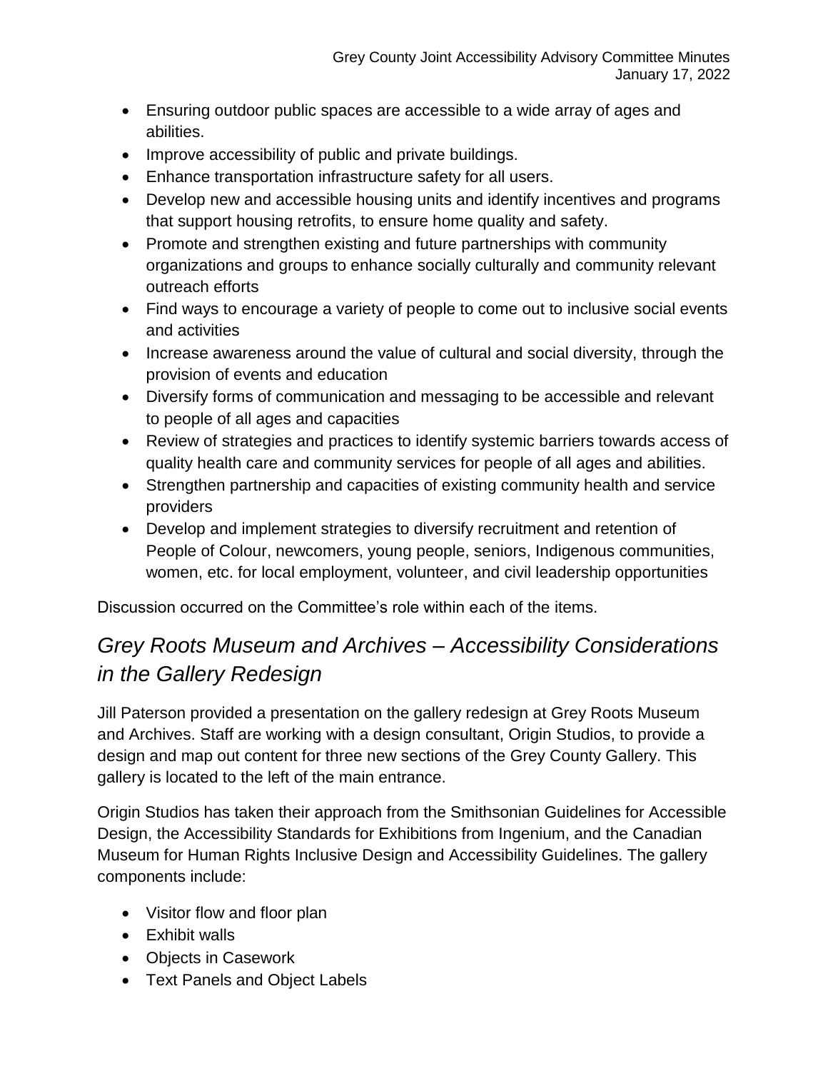- Ensuring outdoor public spaces are accessible to a wide array of ages and abilities.
- Improve accessibility of public and private buildings.
- Enhance transportation infrastructure safety for all users.
- Develop new and accessible housing units and identify incentives and programs that support housing retrofits, to ensure home quality and safety.
- Promote and strengthen existing and future partnerships with community organizations and groups to enhance socially culturally and community relevant outreach efforts
- Find ways to encourage a variety of people to come out to inclusive social events and activities
- Increase awareness around the value of cultural and social diversity, through the provision of events and education
- Diversify forms of communication and messaging to be accessible and relevant to people of all ages and capacities
- Review of strategies and practices to identify systemic barriers towards access of quality health care and community services for people of all ages and abilities.
- Strengthen partnership and capacities of existing community health and service providers
- Develop and implement strategies to diversify recruitment and retention of People of Colour, newcomers, young people, seniors, Indigenous communities, women, etc. for local employment, volunteer, and civil leadership opportunities

Discussion occurred on the Committee's role within each of the items.

## *Grey Roots Museum and Archives – Accessibility Considerations in the Gallery Redesign*

Jill Paterson provided a presentation on the gallery redesign at Grey Roots Museum and Archives. Staff are working with a design consultant, Origin Studios, to provide a design and map out content for three new sections of the Grey County Gallery. This gallery is located to the left of the main entrance.

Origin Studios has taken their approach from the Smithsonian Guidelines for Accessible Design, the Accessibility Standards for Exhibitions from Ingenium, and the Canadian Museum for Human Rights Inclusive Design and Accessibility Guidelines. The gallery components include:

- Visitor flow and floor plan
- Exhibit walls
- Objects in Casework
- Text Panels and Object Labels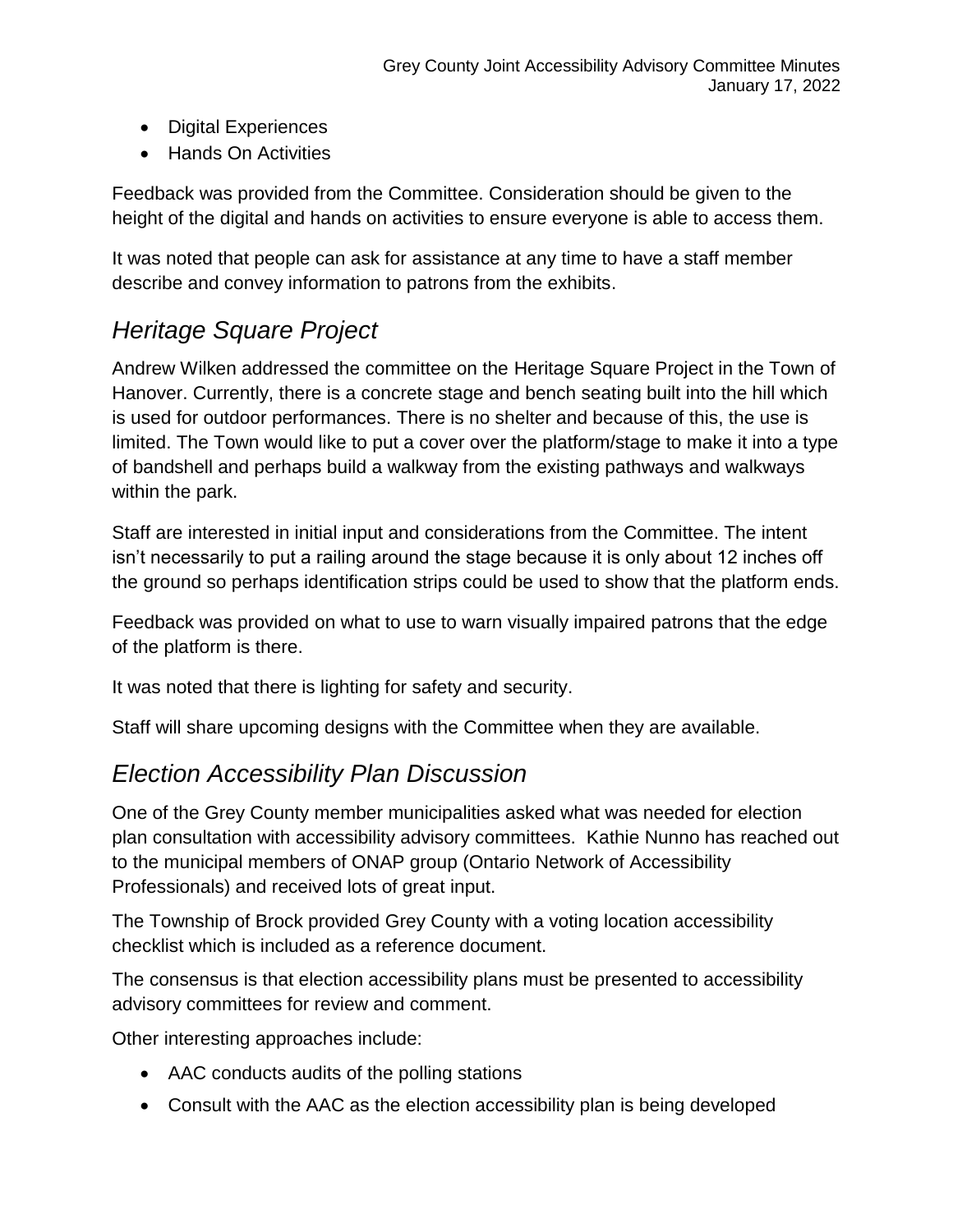- Digital Experiences
- Hands On Activities

Feedback was provided from the Committee. Consideration should be given to the height of the digital and hands on activities to ensure everyone is able to access them.

It was noted that people can ask for assistance at any time to have a staff member describe and convey information to patrons from the exhibits.

## *Heritage Square Project*

Andrew Wilken addressed the committee on the Heritage Square Project in the Town of Hanover. Currently, there is a concrete stage and bench seating built into the hill which is used for outdoor performances. There is no shelter and because of this, the use is limited. The Town would like to put a cover over the platform/stage to make it into a type of bandshell and perhaps build a walkway from the existing pathways and walkways within the park.

Staff are interested in initial input and considerations from the Committee. The intent isn't necessarily to put a railing around the stage because it is only about 12 inches off the ground so perhaps identification strips could be used to show that the platform ends.

Feedback was provided on what to use to warn visually impaired patrons that the edge of the platform is there.

It was noted that there is lighting for safety and security.

Staff will share upcoming designs with the Committee when they are available.

## *Election Accessibility Plan Discussion*

One of the Grey County member municipalities asked what was needed for election plan consultation with accessibility advisory committees. Kathie Nunno has reached out to the municipal members of ONAP group (Ontario Network of Accessibility Professionals) and received lots of great input.

The Township of Brock provided Grey County with a voting location accessibility checklist which is included as a reference document.

The consensus is that election accessibility plans must be presented to accessibility advisory committees for review and comment.

Other interesting approaches include:

- AAC conducts audits of the polling stations
- Consult with the AAC as the election accessibility plan is being developed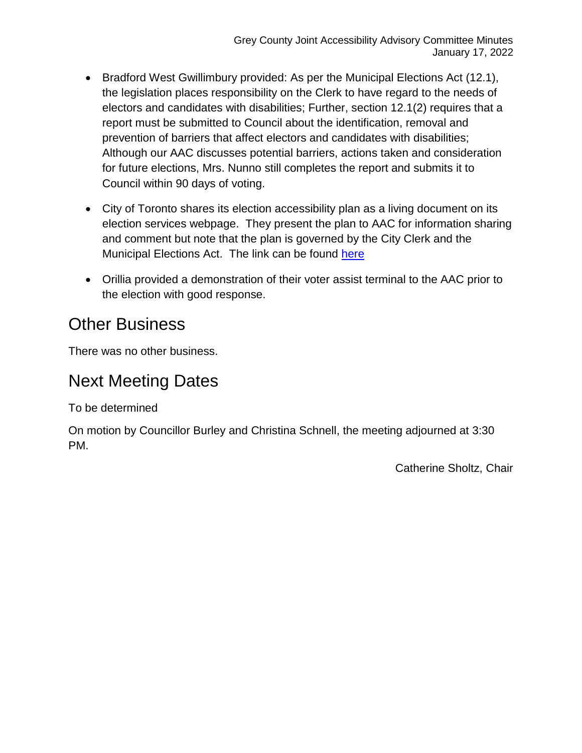- Bradford West Gwillimbury provided: As per the Municipal Elections Act (12.1), the legislation places responsibility on the Clerk to have regard to the needs of electors and candidates with disabilities; Further, section 12.1(2) requires that a report must be submitted to Council about the identification, removal and prevention of barriers that affect electors and candidates with disabilities; Although our AAC discusses potential barriers, actions taken and consideration for future elections, Mrs. Nunno still completes the report and submits it to Council within 90 days of voting.
- City of Toronto shares its election accessibility plan as a living document on its election services webpage. They present the plan to AAC for information sharing and comment but note that the plan is governed by the City Clerk and the Municipal Elections Act. The link can be found here
- Orillia provided a demonstration of their voter assist terminal to the AAC prior to the election with good response.

## Other Business

There was no other business.

## Next Meeting Dates

To be determined

On motion by Councillor Burley and Christina Schnell, the meeting adjourned at 3:30 PM.

Catherine Sholtz, Chair